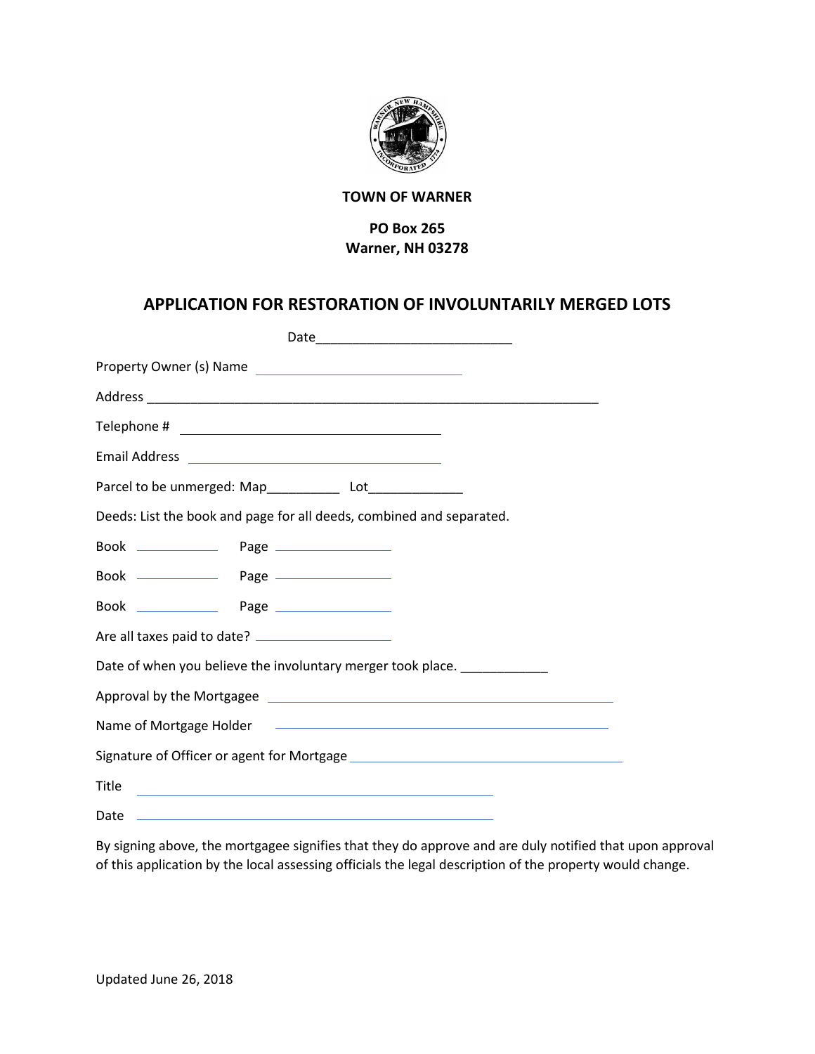**TOWN OF WARNER**

**PO Box 265**
**Warner, NH 03278**

## APPLICATION FOR RESTORATION OF INVOLUNTARILY MERGED LOTS

Date___________________________

Property Owner (s) Name ____________________________

Address _______________________________________________________________

Telephone # ___________________________________

Email Address ___________________________________

Parcel to be unmerged: Map__________ Lot_____________

Deeds: List the book and page for all deeds, combined and separated.

Book ___________ Page _______________

Book ___________ Page _______________

Book ___________ Page _______________

Are all taxes paid to date? __________________

Date of when you believe the involuntary merger took place. ____________

Approval by the Mortgagee _____________________________________________

Name of Mortgage Holder _____________________________________________

Signature of Officer or agent for Mortgage ____________________________________

Title _______________________________________________

Date _______________________________________________

By signing above, the mortgagee signifies that they do approve and are duly notified that upon approval of this application by the local assessing officials the legal description of the property would change.

Updated June 26, 2018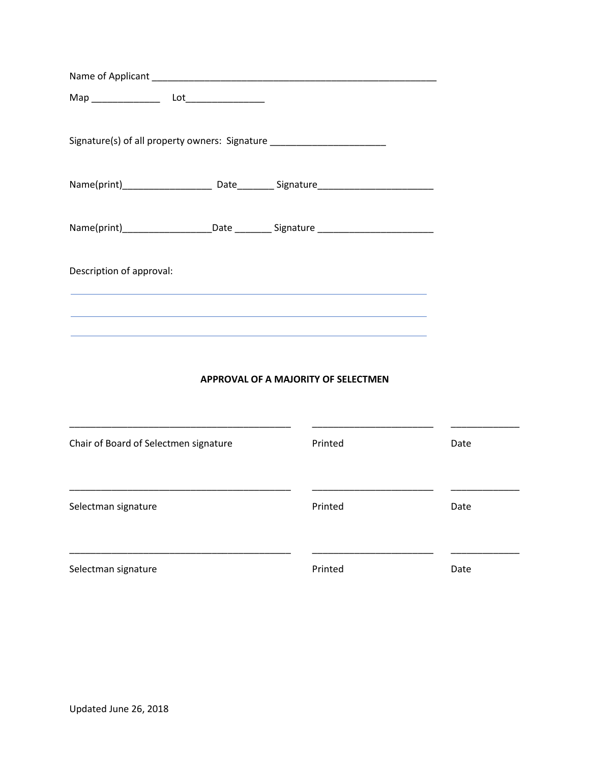Name of Applicant ________________________________________________________

Map _____________ Lot_______________

Signature(s) of all property owners: Signature ______________________

Name(print)_________________ Date_______ Signature______________________

Name(print)_________________Date _______ Signature ______________________

Description of approval:

______________________________________________________________________

______________________________________________________________________

______________________________________________________________________

**APPROVAL OF A MAJORITY OF SELECTMEN**

| ___________________________________________ | _______________________ | _____________ |
|---|---|---|
| Chair of Board of Selectmen signature | Printed | Date |
| ___________________________________________ | _______________________ | _____________ |
| Selectman signature | Printed | Date |
| ___________________________________________ | _______________________ | _____________ |
| Selectman signature | Printed | Date |

Updated June 26, 2018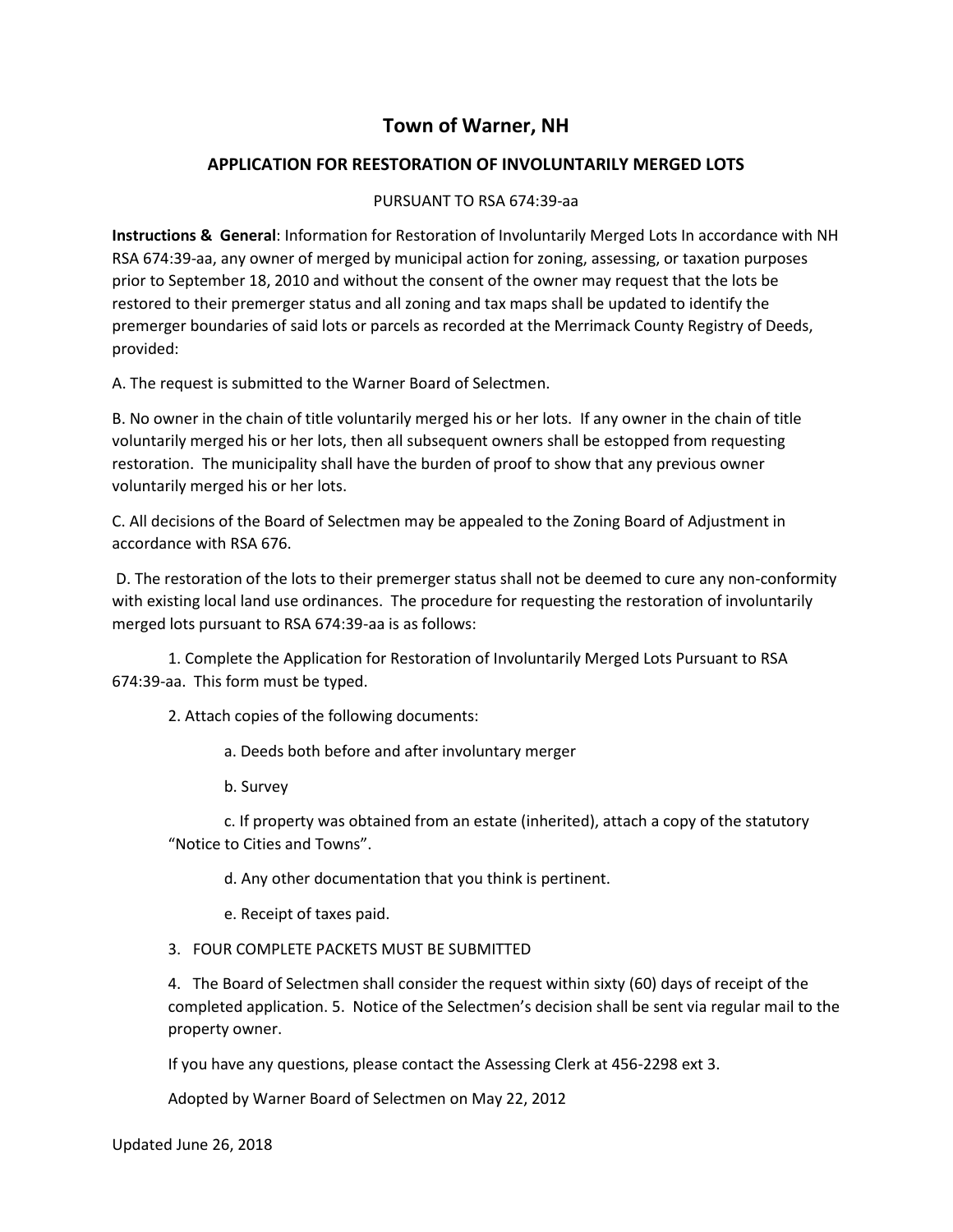# Town of Warner, NH

## APPLICATION FOR REESTORATION OF INVOLUNTARILY MERGED LOTS

PURSUANT TO RSA 674:39-aa

**Instructions & General**: Information for Restoration of Involuntarily Merged Lots In accordance with NH RSA 674:39-aa, any owner of merged by municipal action for zoning, assessing, or taxation purposes prior to September 18, 2010 and without the consent of the owner may request that the lots be restored to their premerger status and all zoning and tax maps shall be updated to identify the premerger boundaries of said lots or parcels as recorded at the Merrimack County Registry of Deeds, provided:

A. The request is submitted to the Warner Board of Selectmen.

B. No owner in the chain of title voluntarily merged his or her lots. If any owner in the chain of title voluntarily merged his or her lots, then all subsequent owners shall be estopped from requesting restoration. The municipality shall have the burden of proof to show that any previous owner voluntarily merged his or her lots.

C. All decisions of the Board of Selectmen may be appealed to the Zoning Board of Adjustment in accordance with RSA 676.

D. The restoration of the lots to their premerger status shall not be deemed to cure any non-conformity with existing local land use ordinances. The procedure for requesting the restoration of involuntarily merged lots pursuant to RSA 674:39-aa is as follows:

1. Complete the Application for Restoration of Involuntarily Merged Lots Pursuant to RSA 674:39-aa. This form must be typed.

2. Attach copies of the following documents:

   a. Deeds both before and after involuntary merger

   b. Survey

   c. If property was obtained from an estate (inherited), attach a copy of the statutory "Notice to Cities and Towns".

   d. Any other documentation that you think is pertinent.

   e. Receipt of taxes paid.

3. FOUR COMPLETE PACKETS MUST BE SUBMITTED

4. The Board of Selectmen shall consider the request within sixty (60) days of receipt of the completed application. 5. Notice of the Selectmen's decision shall be sent via regular mail to the property owner.

If you have any questions, please contact the Assessing Clerk at 456-2298 ext 3.

Adopted by Warner Board of Selectmen on May 22, 2012

Updated June 26, 2018